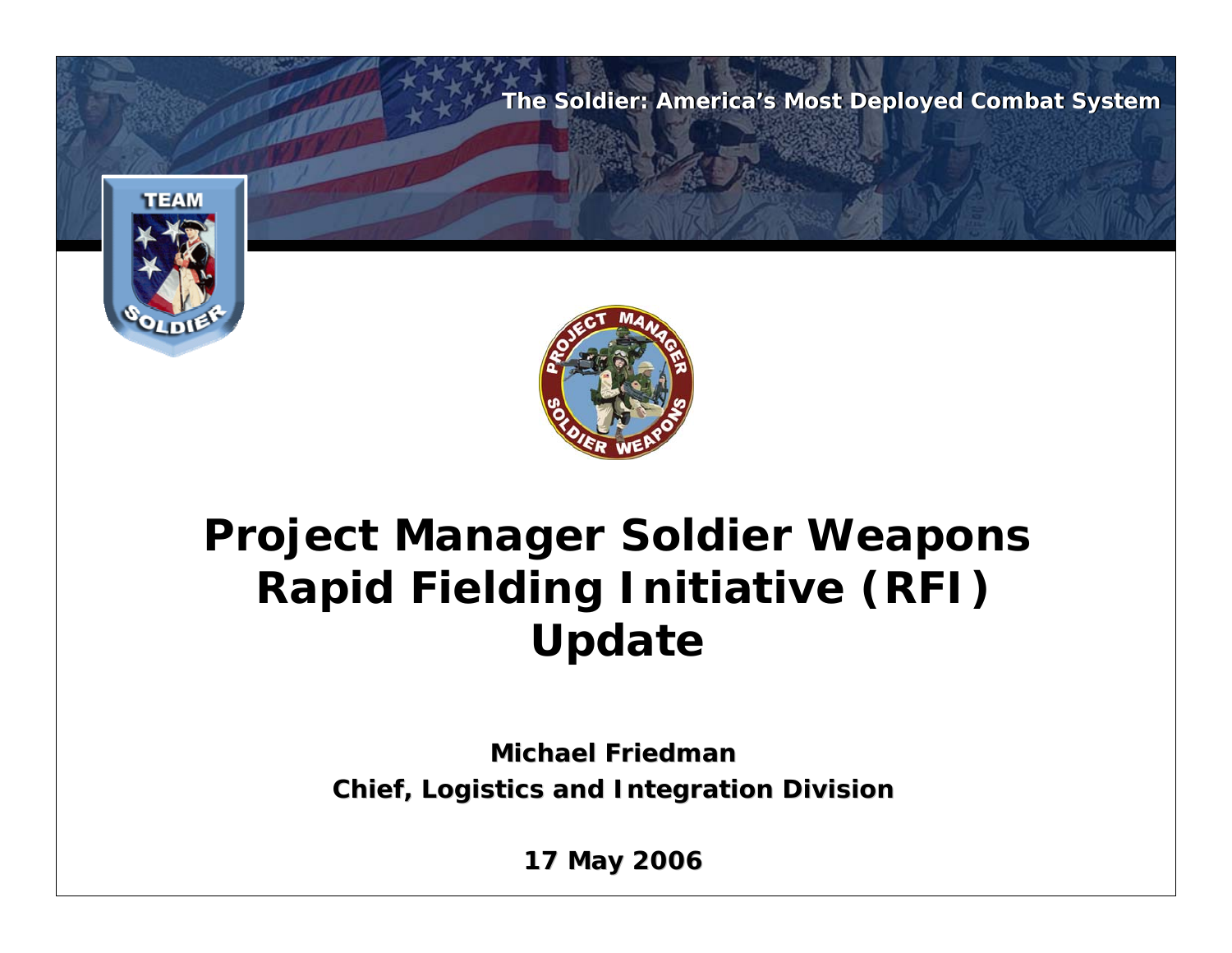The Soldier: America's Most Deployed Combat System

# Project Manager Soldier Weapons Rapid Fielding Initiative (RFI) Update

**Michael Friedman**

**Chief, Logistics and Integration Division**

**17 May 2006**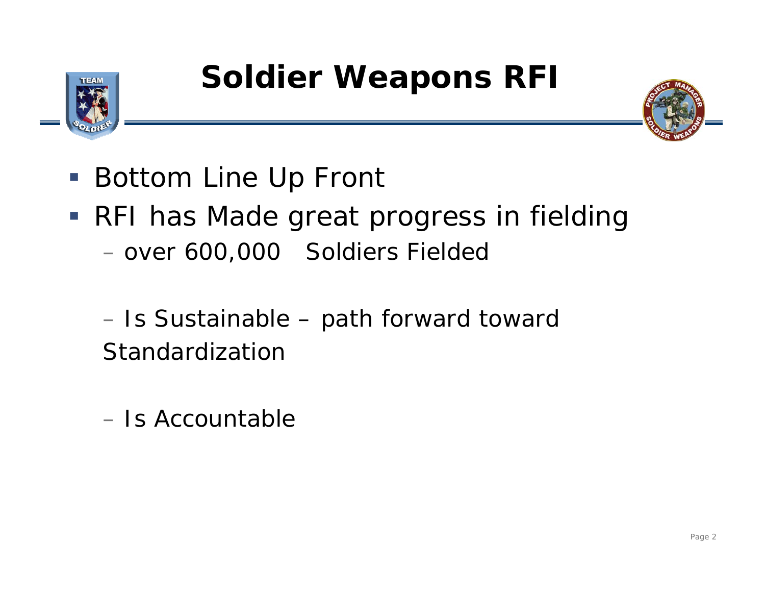# Soldier Weapons RFI

- Bottom Line Up Front
- RFI has Made great progress in fielding
  - over 600,000 Soldiers Fielded
  - Is Sustainable – path forward toward Standardization
  - Is Accountable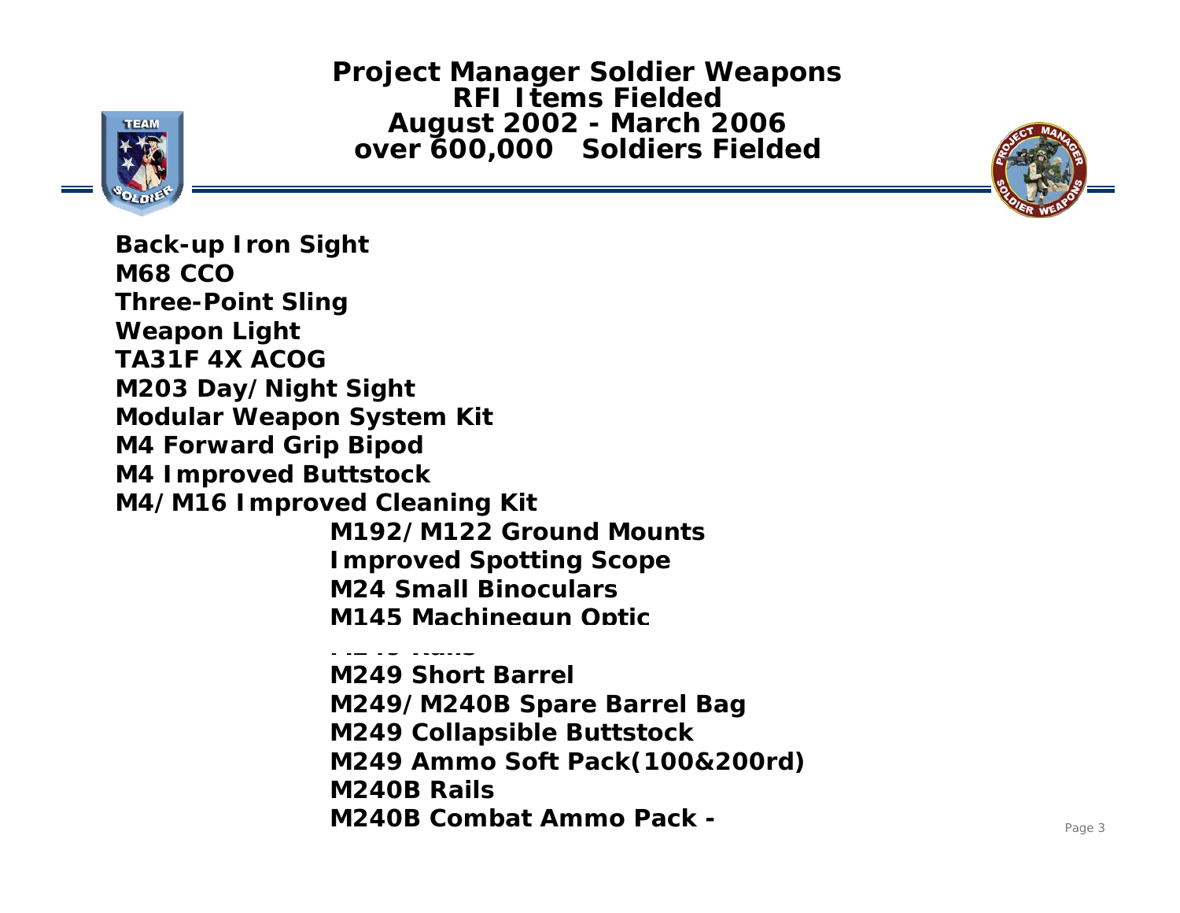# Project Manager Soldier Weapons
## RFI Items Fielded
## August 2002 - March 2006
## over 600,000 Soldiers Fielded

- **Back-up Iron Sight**
- **M68 CCO**
- **Three-Point Sling**
- **Weapon Light**
- **TA31F 4X ACOG**
- **M203 Day/Night Sight**
- **Modular Weapon System Kit**
- **M4 Forward Grip Bipod**
- **M4 Improved Buttstock**
- **M4/M16 Improved Cleaning Kit**
- **M192/M122 Ground Mounts**
- **Improved Spotting Scope**
- **M24 Small Binoculars**
- **M145 Machinegun Optic**
- **M249 Rails**
- **M249 Short Barrel**
- **M249/M240B Spare Barrel Bag**
- **M249 Collapsible Buttstock**
- **M249 Ammo Soft Pack(100&200rd)**
- **M240B Rails**
- **M240B Combat Ammo Pack -**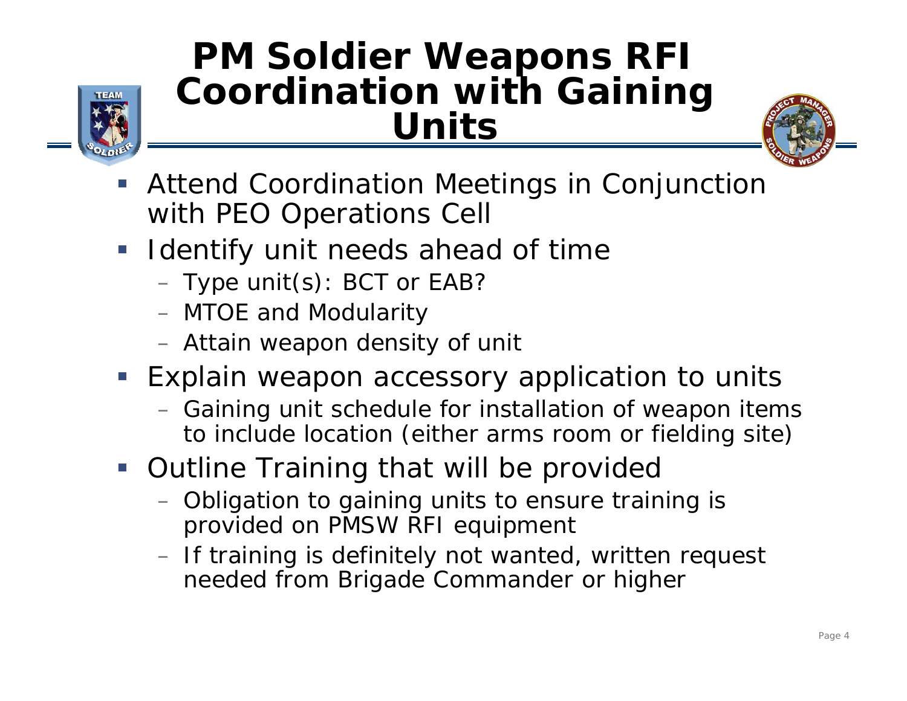# PM Soldier Weapons RFI Coordination with Gaining Units

- Attend Coordination Meetings in Conjunction with PEO Operations Cell
- Identify unit needs ahead of time
  - Type unit(s): BCT or EAB?
  - MTOE and Modularity
  - Attain weapon density of unit
- Explain weapon accessory application to units
  - Gaining unit schedule for installation of weapon items to include location (either arms room or fielding site)
- Outline Training that will be provided
  - Obligation to gaining units to ensure training is provided on PMSW RFI equipment
  - If training is definitely not wanted, written request needed from Brigade Commander or higher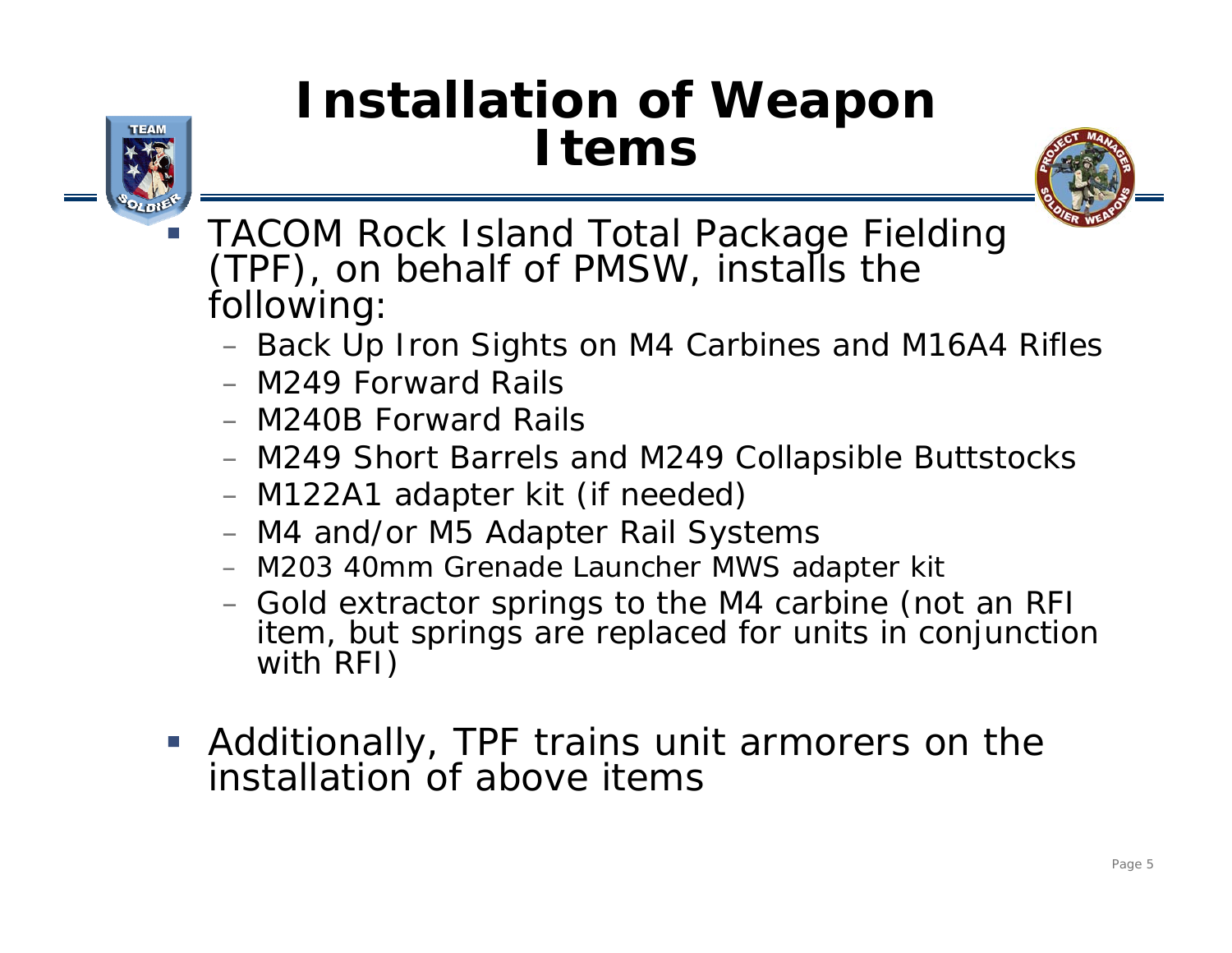# Installation of Weapon Items

- TACOM Rock Island Total Package Fielding (TPF), on behalf of PMSW, installs the following:
  - Back Up Iron Sights on M4 Carbines and M16A4 Rifles
  - M249 Forward Rails
  - M240B Forward Rails
  - M249 Short Barrels and M249 Collapsible Buttstocks
  - M122A1 adapter kit (if needed)
  - M4 and/or M5 Adapter Rail Systems
  - M203 40mm Grenade Launcher MWS adapter kit
  - Gold extractor springs to the M4 carbine (not an RFI item, but springs are replaced for units in conjunction with RFI)

- Additionally, TPF trains unit armorers on the installation of above items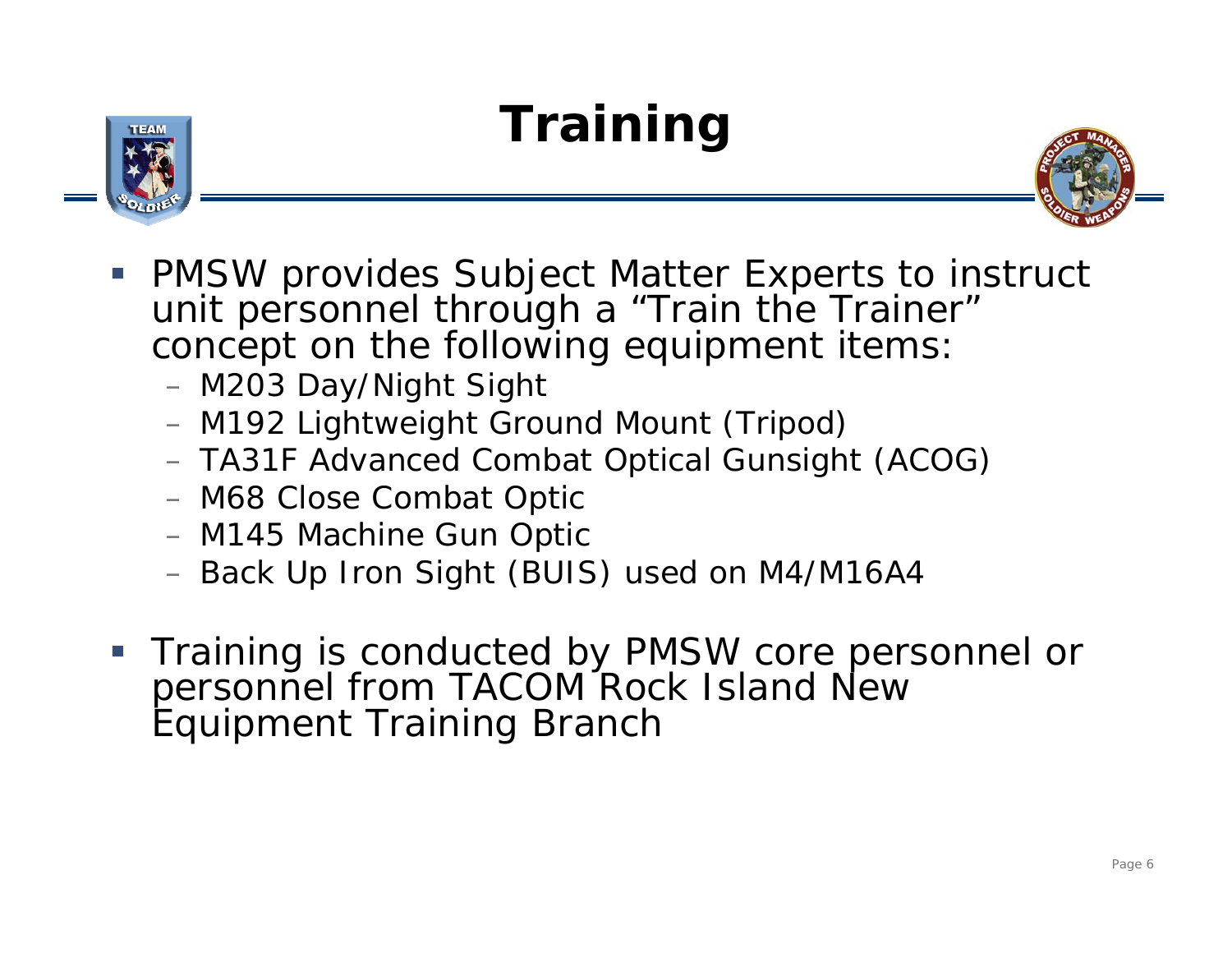# Training

- PMSW provides Subject Matter Experts to instruct unit personnel through a “Train the Trainer” concept on the following equipment items:
  - M203 Day/Night Sight
  - M192 Lightweight Ground Mount (Tripod)
  - TA31F Advanced Combat Optical Gunsight (ACOG)
  - M68 Close Combat Optic
  - M145 Machine Gun Optic
  - Back Up Iron Sight (BUIS) used on M4/M16A4
- Training is conducted by PMSW core personnel or personnel from TACOM Rock Island New Equipment Training Branch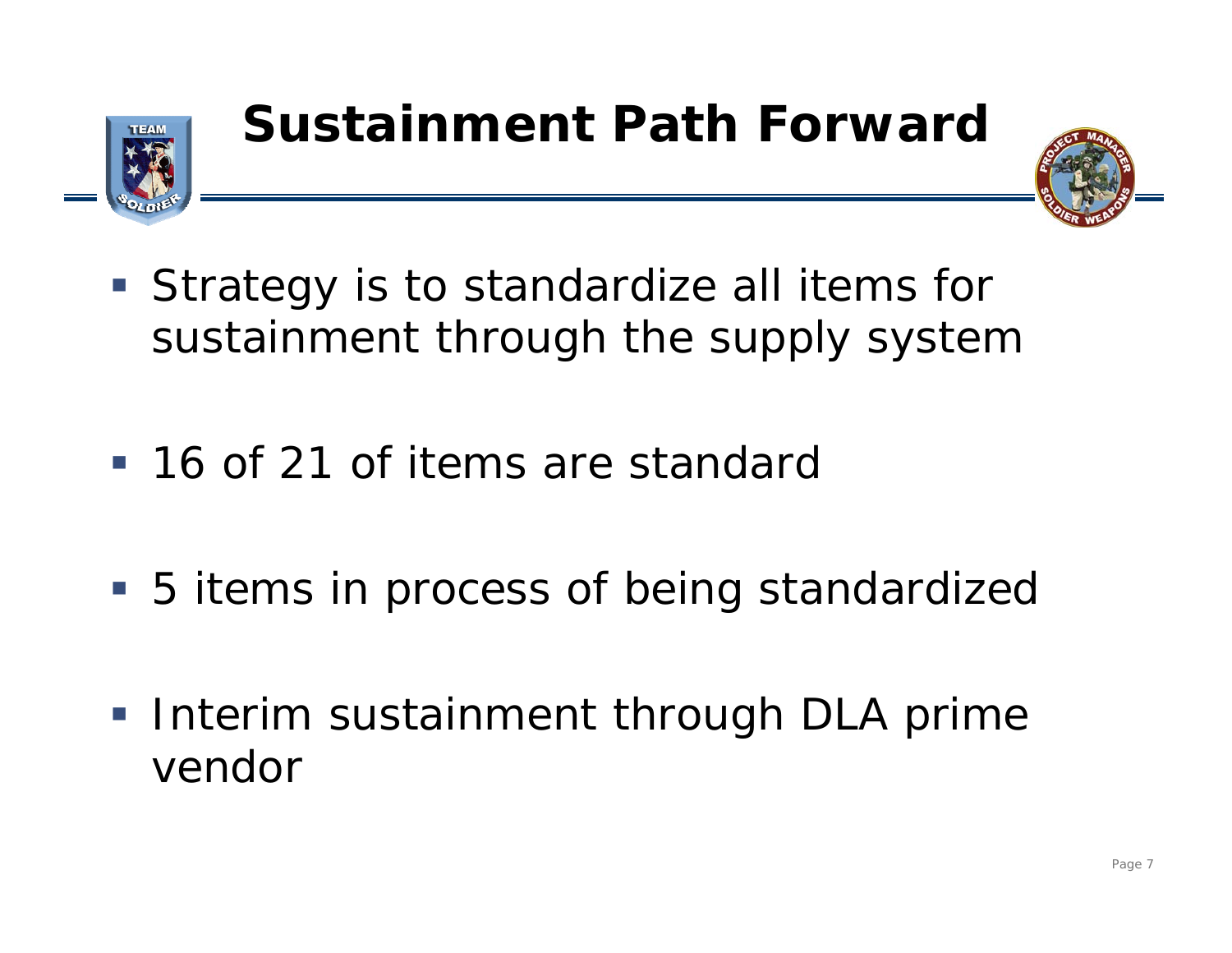# Sustainment Path Forward

- Strategy is to standardize all items for sustainment through the supply system
- 16 of 21 of items are standard
- 5 items in process of being standardized
- Interim sustainment through DLA prime vendor